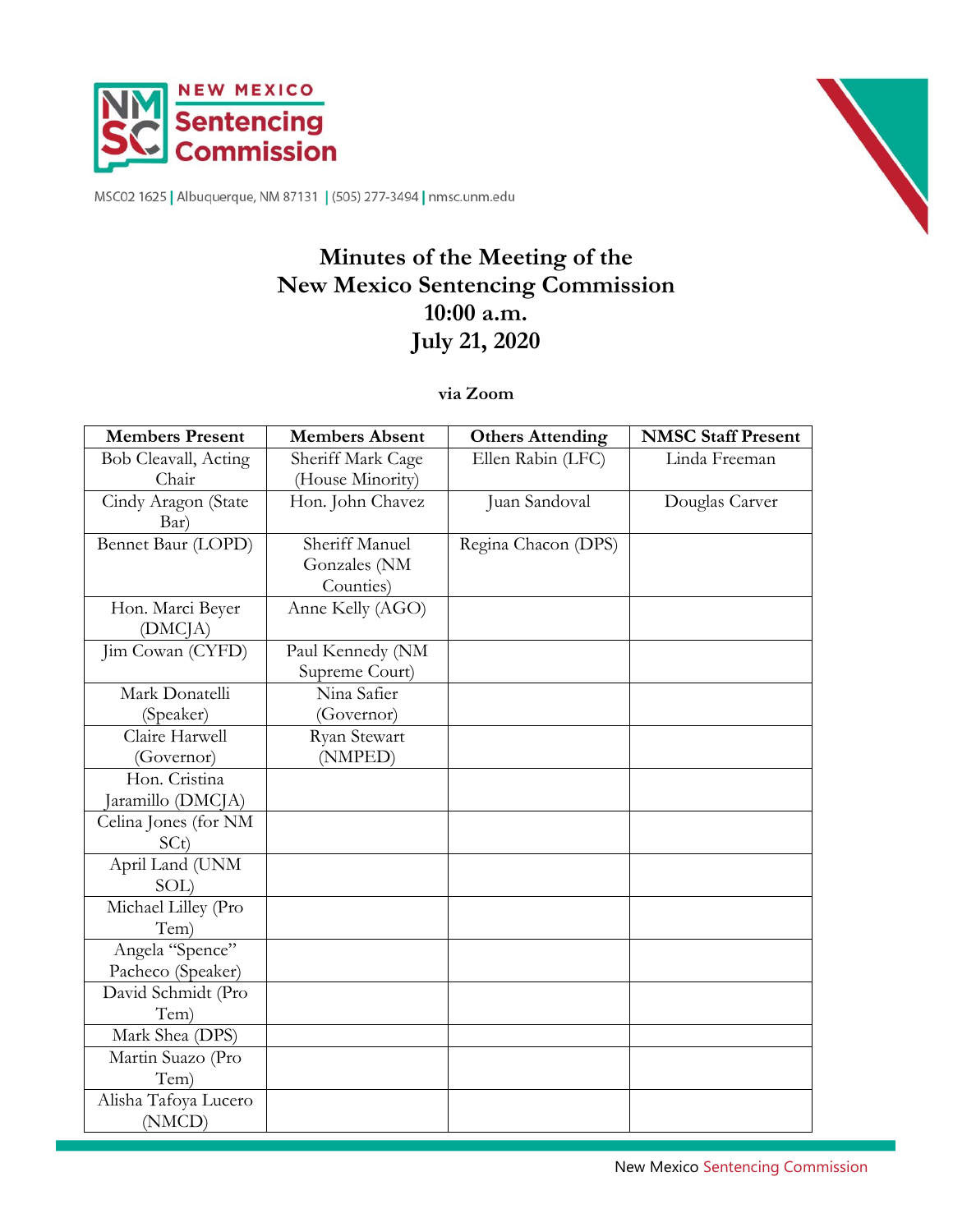NEW MEXICO Sentencing Commission

MSC02 1625 | Albuquerque, NM 87131 | (505) 277-3494 | nmsc.unm.edu

# Minutes of the Meeting of the New Mexico Sentencing Commission 10:00 a.m. July 21, 2020

**via Zoom**

| Members Present | Members Absent | Others Attending | NMSC Staff Present |
|---|---|---|---|
| Bob Cleavall, Acting Chair | Sheriff Mark Cage (House Minority) | Ellen Rabin (LFC) | Linda Freeman |
| Cindy Aragon (State Bar) | Hon. John Chavez | Juan Sandoval | Douglas Carver |
| Bennet Baur (LOPD) | Sheriff Manuel Gonzales (NM Counties) | Regina Chacon (DPS) | |
| Hon. Marci Beyer (DMCJA) | Anne Kelly (AGO) | | |
| Jim Cowan (CYFD) | Paul Kennedy (NM Supreme Court) | | |
| Mark Donatelli (Speaker) | Nina Safier (Governor) | | |
| Claire Harwell (Governor) | Ryan Stewart (NMPED) | | |
| Hon. Cristina Jaramillo (DMCJA) | | | |
| Celina Jones (for NM SCt) | | | |
| April Land (UNM SOL) | | | |
| Michael Lilley (Pro Tem) | | | |
| Angela "Spence" Pacheco (Speaker) | | | |
| David Schmidt (Pro Tem) | | | |
| Mark Shea (DPS) | | | |
| Martin Suazo (Pro Tem) | | | |
| Alisha Tafoya Lucero (NMCD) | | | |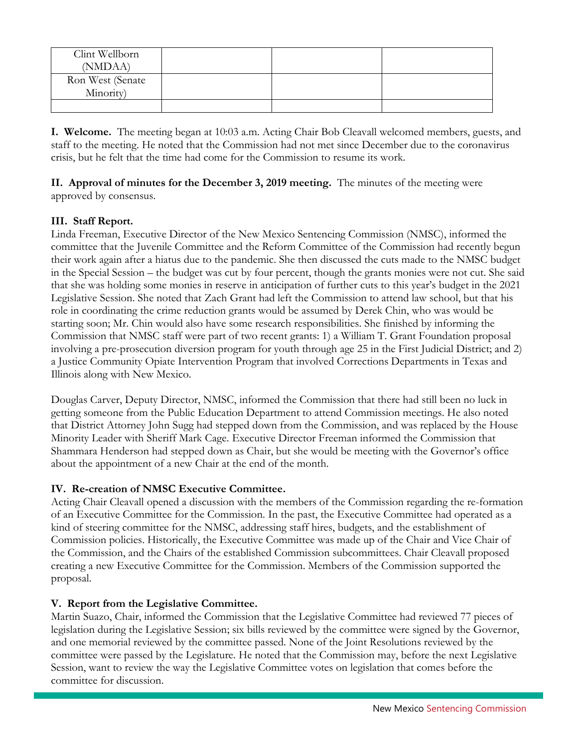| Clint Wellborn (NMDAA) | | | |
|---|---|---|---|
| Ron West (Senate Minority) | | | |
| | | | |

**I. Welcome.** The meeting began at 10:03 a.m. Acting Chair Bob Cleavall welcomed members, guests, and staff to the meeting. He noted that the Commission had not met since December due to the coronavirus crisis, but he felt that the time had come for the Commission to resume its work.

**II. Approval of minutes for the December 3, 2019 meeting.** The minutes of the meeting were approved by consensus.

**III. Staff Report.**

Linda Freeman, Executive Director of the New Mexico Sentencing Commission (NMSC), informed the committee that the Juvenile Committee and the Reform Committee of the Commission had recently begun their work again after a hiatus due to the pandemic. She then discussed the cuts made to the NMSC budget in the Special Session – the budget was cut by four percent, though the grants monies were not cut. She said that she was holding some monies in reserve in anticipation of further cuts to this year's budget in the 2021 Legislative Session. She noted that Zach Grant had left the Commission to attend law school, but that his role in coordinating the crime reduction grants would be assumed by Derek Chin, who was would be starting soon; Mr. Chin would also have some research responsibilities. She finished by informing the Commission that NMSC staff were part of two recent grants: 1) a William T. Grant Foundation proposal involving a pre-prosecution diversion program for youth through age 25 in the First Judicial District; and 2) a Justice Community Opiate Intervention Program that involved Corrections Departments in Texas and Illinois along with New Mexico.

Douglas Carver, Deputy Director, NMSC, informed the Commission that there had still been no luck in getting someone from the Public Education Department to attend Commission meetings. He also noted that District Attorney John Sugg had stepped down from the Commission, and was replaced by the House Minority Leader with Sheriff Mark Cage. Executive Director Freeman informed the Commission that Shammara Henderson had stepped down as Chair, but she would be meeting with the Governor's office about the appointment of a new Chair at the end of the month.

**IV. Re-creation of NMSC Executive Committee.**

Acting Chair Cleavall opened a discussion with the members of the Commission regarding the re-formation of an Executive Committee for the Commission. In the past, the Executive Committee had operated as a kind of steering committee for the NMSC, addressing staff hires, budgets, and the establishment of Commission policies. Historically, the Executive Committee was made up of the Chair and Vice Chair of the Commission, and the Chairs of the established Commission subcommittees. Chair Cleavall proposed creating a new Executive Committee for the Commission. Members of the Commission supported the proposal.

**V. Report from the Legislative Committee.**

Martin Suazo, Chair, informed the Commission that the Legislative Committee had reviewed 77 pieces of legislation during the Legislative Session; six bills reviewed by the committee were signed by the Governor, and one memorial reviewed by the committee passed. None of the Joint Resolutions reviewed by the committee were passed by the Legislature. He noted that the Commission may, before the next Legislative Session, want to review the way the Legislative Committee votes on legislation that comes before the committee for discussion.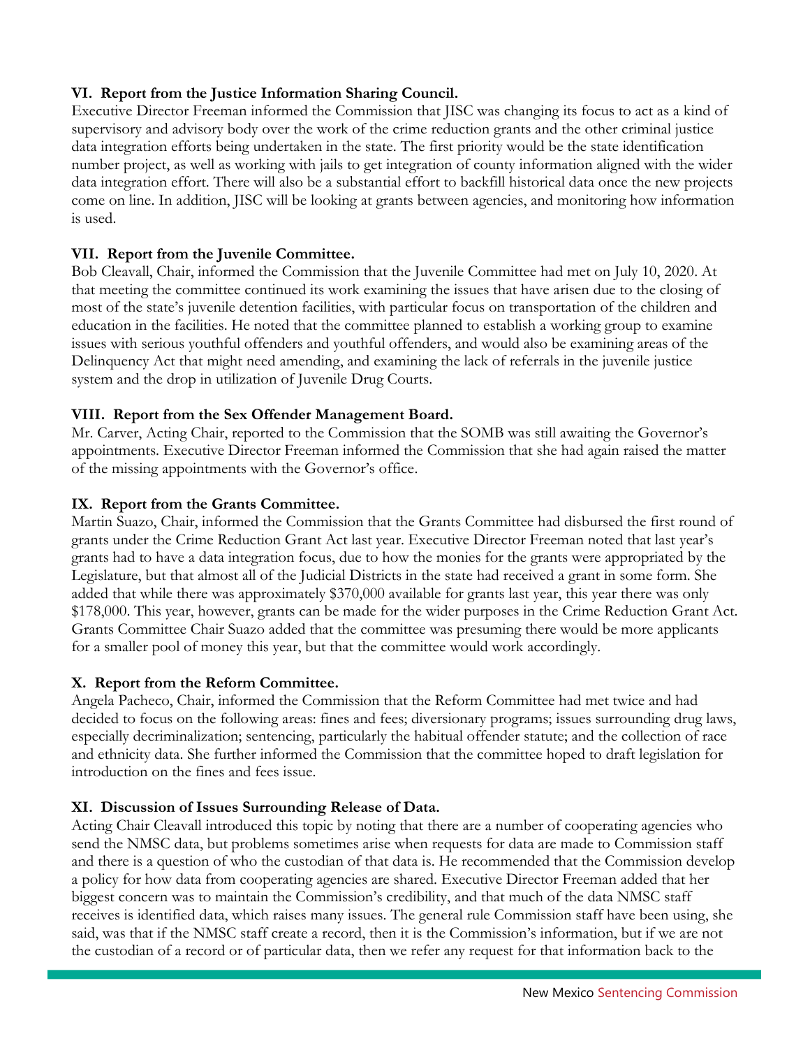**VI. Report from the Justice Information Sharing Council.**

Executive Director Freeman informed the Commission that JISC was changing its focus to act as a kind of supervisory and advisory body over the work of the crime reduction grants and the other criminal justice data integration efforts being undertaken in the state. The first priority would be the state identification number project, as well as working with jails to get integration of county information aligned with the wider data integration effort. There will also be a substantial effort to backfill historical data once the new projects come on line. In addition, JISC will be looking at grants between agencies, and monitoring how information is used.

**VII. Report from the Juvenile Committee.**

Bob Cleavall, Chair, informed the Commission that the Juvenile Committee had met on July 10, 2020. At that meeting the committee continued its work examining the issues that have arisen due to the closing of most of the state's juvenile detention facilities, with particular focus on transportation of the children and education in the facilities. He noted that the committee planned to establish a working group to examine issues with serious youthful offenders and youthful offenders, and would also be examining areas of the Delinquency Act that might need amending, and examining the lack of referrals in the juvenile justice system and the drop in utilization of Juvenile Drug Courts.

**VIII. Report from the Sex Offender Management Board.**

Mr. Carver, Acting Chair, reported to the Commission that the SOMB was still awaiting the Governor's appointments. Executive Director Freeman informed the Commission that she had again raised the matter of the missing appointments with the Governor's office.

**IX. Report from the Grants Committee.**

Martin Suazo, Chair, informed the Commission that the Grants Committee had disbursed the first round of grants under the Crime Reduction Grant Act last year. Executive Director Freeman noted that last year's grants had to have a data integration focus, due to how the monies for the grants were appropriated by the Legislature, but that almost all of the Judicial Districts in the state had received a grant in some form. She added that while there was approximately $370,000 available for grants last year, this year there was only $178,000. This year, however, grants can be made for the wider purposes in the Crime Reduction Grant Act. Grants Committee Chair Suazo added that the committee was presuming there would be more applicants for a smaller pool of money this year, but that the committee would work accordingly.

**X. Report from the Reform Committee.**

Angela Pacheco, Chair, informed the Commission that the Reform Committee had met twice and had decided to focus on the following areas: fines and fees; diversionary programs; issues surrounding drug laws, especially decriminalization; sentencing, particularly the habitual offender statute; and the collection of race and ethnicity data. She further informed the Commission that the committee hoped to draft legislation for introduction on the fines and fees issue.

**XI. Discussion of Issues Surrounding Release of Data.**

Acting Chair Cleavall introduced this topic by noting that there are a number of cooperating agencies who send the NMSC data, but problems sometimes arise when requests for data are made to Commission staff and there is a question of who the custodian of that data is. He recommended that the Commission develop a policy for how data from cooperating agencies are shared. Executive Director Freeman added that her biggest concern was to maintain the Commission's credibility, and that much of the data NMSC staff receives is identified data, which raises many issues. The general rule Commission staff have been using, she said, was that if the NMSC staff create a record, then it is the Commission's information, but if we are not the custodian of a record or of particular data, then we refer any request for that information back to the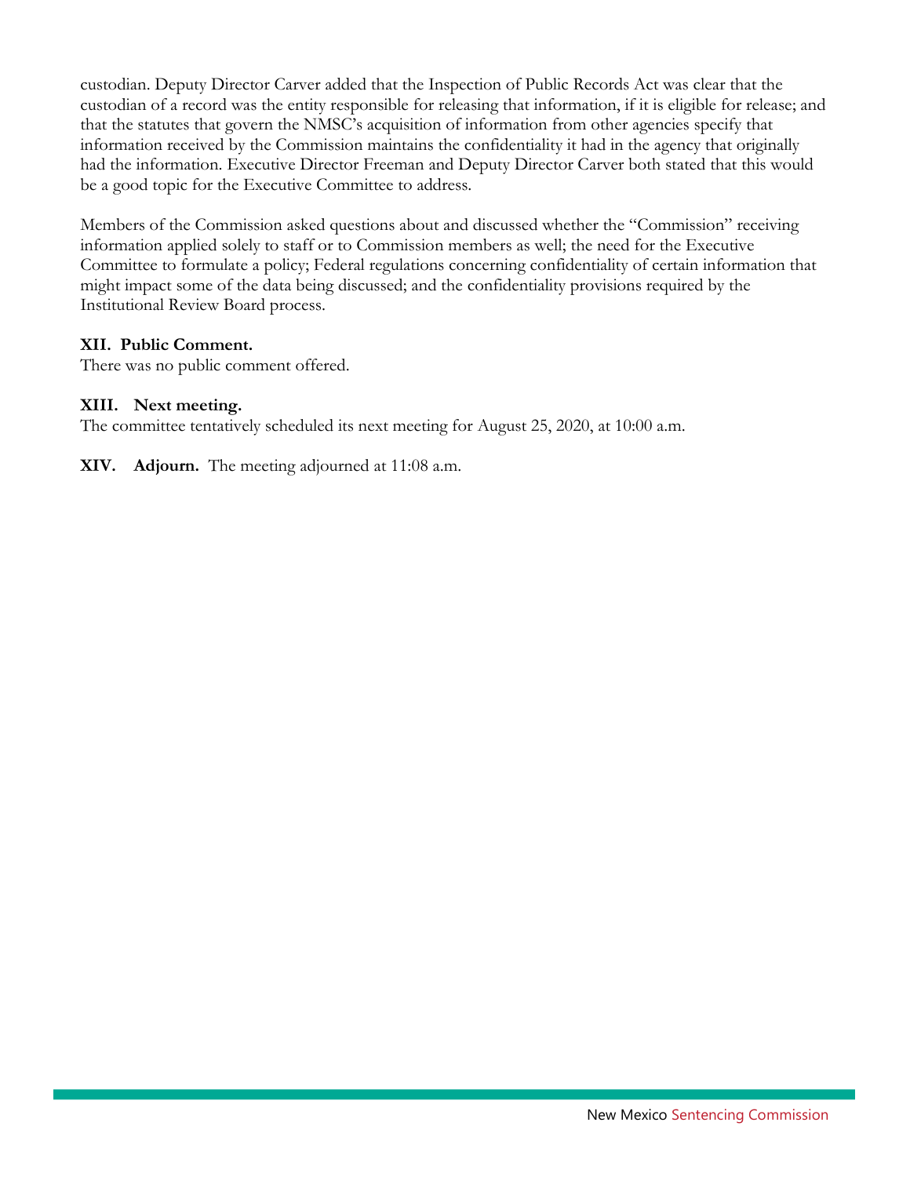custodian. Deputy Director Carver added that the Inspection of Public Records Act was clear that the custodian of a record was the entity responsible for releasing that information, if it is eligible for release; and that the statutes that govern the NMSC's acquisition of information from other agencies specify that information received by the Commission maintains the confidentiality it had in the agency that originally had the information. Executive Director Freeman and Deputy Director Carver both stated that this would be a good topic for the Executive Committee to address.

Members of the Commission asked questions about and discussed whether the "Commission" receiving information applied solely to staff or to Commission members as well; the need for the Executive Committee to formulate a policy; Federal regulations concerning confidentiality of certain information that might impact some of the data being discussed; and the confidentiality provisions required by the Institutional Review Board process.

**XII. Public Comment.**
There was no public comment offered.

**XIII. Next meeting.**
The committee tentatively scheduled its next meeting for August 25, 2020, at 10:00 a.m.

**XIV. Adjourn.** The meeting adjourned at 11:08 a.m.